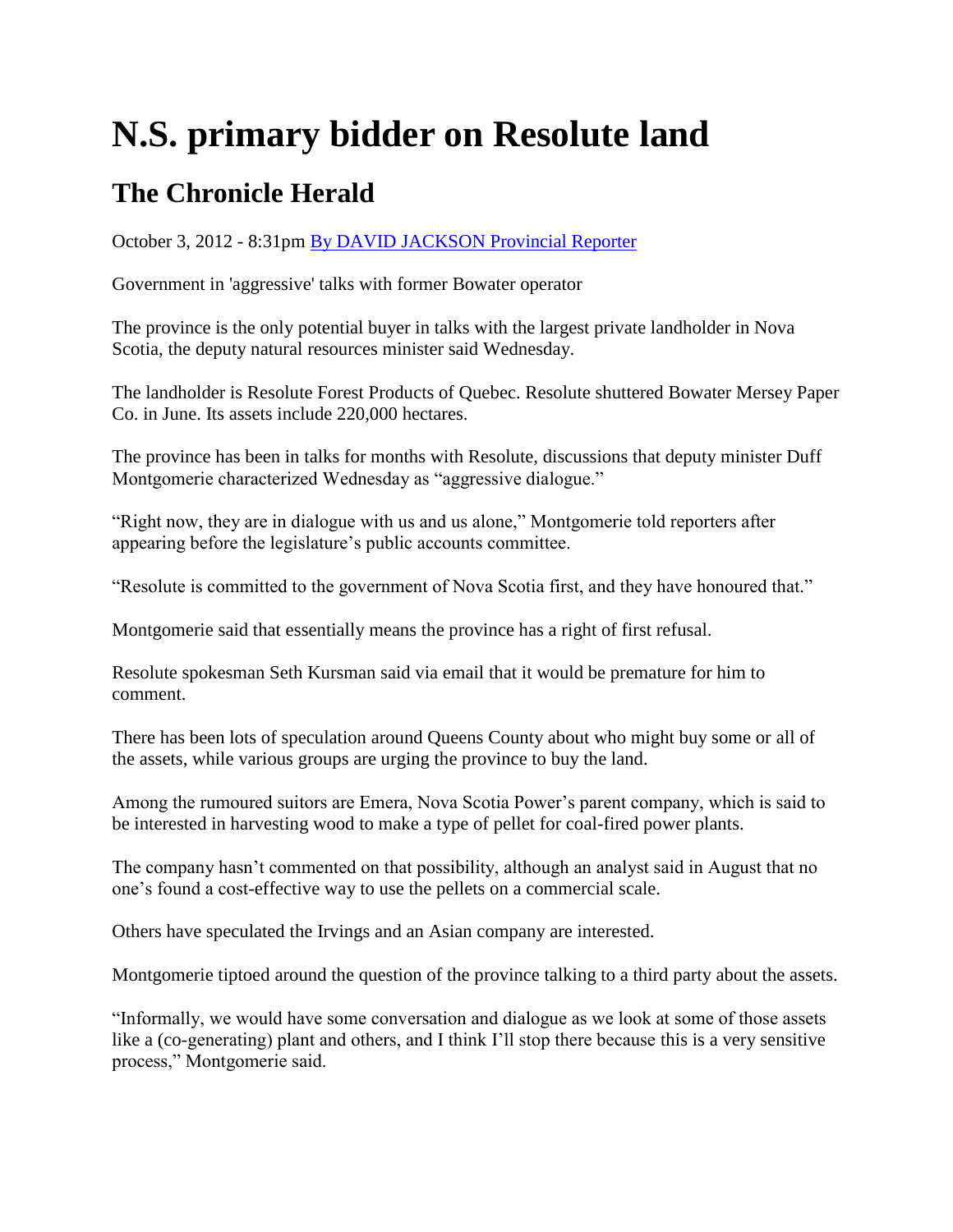# N.S. primary bidder on Resolute land

## The Chronicle Herald

October 3, 2012 - 8:31pm [By DAVID JACKSON Provincial Reporter]

Government in 'aggressive' talks with former Bowater operator

The province is the only potential buyer in talks with the largest private landholder in Nova Scotia, the deputy natural resources minister said Wednesday.

The landholder is Resolute Forest Products of Quebec. Resolute shuttered Bowater Mersey Paper Co. in June. Its assets include 220,000 hectares.

The province has been in talks for months with Resolute, discussions that deputy minister Duff Montgomerie characterized Wednesday as "aggressive dialogue."

"Right now, they are in dialogue with us and us alone," Montgomerie told reporters after appearing before the legislature's public accounts committee.

"Resolute is committed to the government of Nova Scotia first, and they have honoured that."

Montgomerie said that essentially means the province has a right of first refusal.

Resolute spokesman Seth Kursman said via email that it would be premature for him to comment.

There has been lots of speculation around Queens County about who might buy some or all of the assets, while various groups are urging the province to buy the land.

Among the rumoured suitors are Emera, Nova Scotia Power's parent company, which is said to be interested in harvesting wood to make a type of pellet for coal-fired power plants.

The company hasn't commented on that possibility, although an analyst said in August that no one's found a cost-effective way to use the pellets on a commercial scale.

Others have speculated the Irvings and an Asian company are interested.

Montgomerie tiptoed around the question of the province talking to a third party about the assets.

"Informally, we would have some conversation and dialogue as we look at some of those assets like a (co-generating) plant and others, and I think I'll stop there because this is a very sensitive process," Montgomerie said.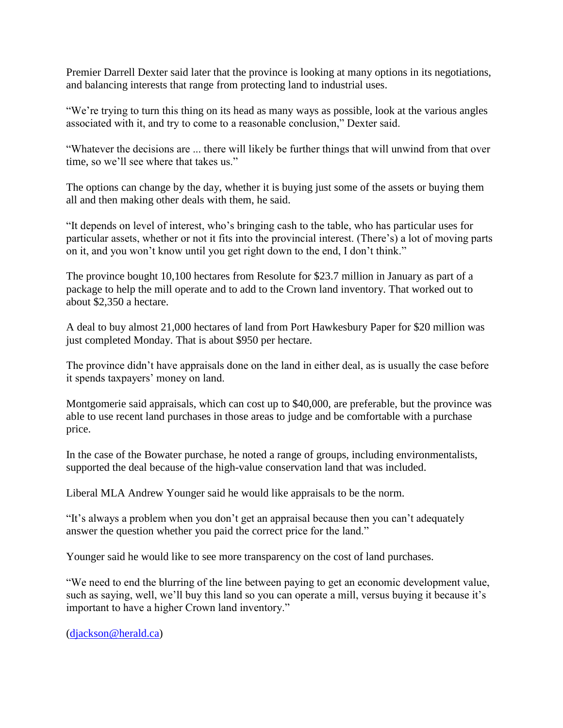Premier Darrell Dexter said later that the province is looking at many options in its negotiations, and balancing interests that range from protecting land to industrial uses.

"We're trying to turn this thing on its head as many ways as possible, look at the various angles associated with it, and try to come to a reasonable conclusion," Dexter said.

"Whatever the decisions are ... there will likely be further things that will unwind from that over time, so we'll see where that takes us."

The options can change by the day, whether it is buying just some of the assets or buying them all and then making other deals with them, he said.

"It depends on level of interest, who's bringing cash to the table, who has particular uses for particular assets, whether or not it fits into the provincial interest. (There's) a lot of moving parts on it, and you won't know until you get right down to the end, I don't think."

The province bought 10,100 hectares from Resolute for $23.7 million in January as part of a package to help the mill operate and to add to the Crown land inventory. That worked out to about $2,350 a hectare.

A deal to buy almost 21,000 hectares of land from Port Hawkesbury Paper for $20 million was just completed Monday. That is about $950 per hectare.

The province didn't have appraisals done on the land in either deal, as is usually the case before it spends taxpayers' money on land.

Montgomerie said appraisals, which can cost up to $40,000, are preferable, but the province was able to use recent land purchases in those areas to judge and be comfortable with a purchase price.

In the case of the Bowater purchase, he noted a range of groups, including environmentalists, supported the deal because of the high-value conservation land that was included.

Liberal MLA Andrew Younger said he would like appraisals to be the norm.

"It's always a problem when you don't get an appraisal because then you can't adequately answer the question whether you paid the correct price for the land."

Younger said he would like to see more transparency on the cost of land purchases.

"We need to end the blurring of the line between paying to get an economic development value, such as saying, well, we'll buy this land so you can operate a mill, versus buying it because it's important to have a higher Crown land inventory."

(djackson@herald.ca)